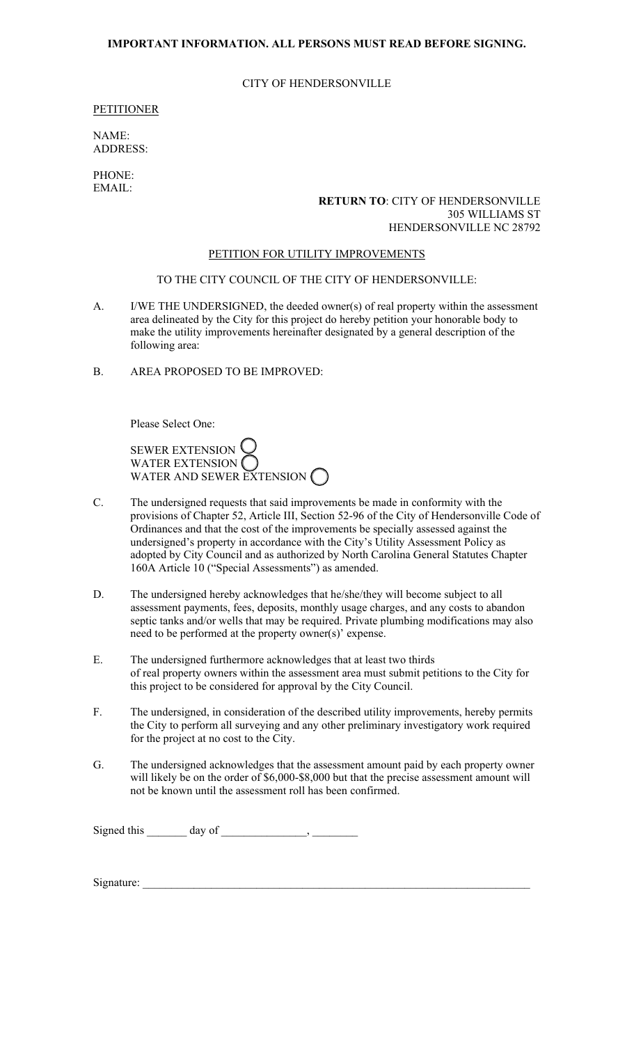**IMPORTANT INFORMATION. ALL PERSONS MUST READ BEFORE SIGNING.**

CITY OF HENDERSONVILLE

PETITIONER

NAME:
ADDRESS:

PHONE:
EMAIL:

**RETURN TO**: CITY OF HENDERSONVILLE
305 WILLIAMS ST
HENDERSONVILLE NC 28792

PETITION FOR UTILITY IMPROVEMENTS

TO THE CITY COUNCIL OF THE CITY OF HENDERSONVILLE:

A. I/WE THE UNDERSIGNED, the deeded owner(s) of real property within the assessment area delineated by the City for this project do hereby petition your honorable body to make the utility improvements hereinafter designated by a general description of the following area:

B. AREA PROPOSED TO BE IMPROVED:

Please Select One:

SEWER EXTENSION ○
WATER EXTENSION ○
WATER AND SEWER EXTENSION ○

C. The undersigned requests that said improvements be made in conformity with the provisions of Chapter 52, Article III, Section 52-96 of the City of Hendersonville Code of Ordinances and that the cost of the improvements be specially assessed against the undersigned's property in accordance with the City's Utility Assessment Policy as adopted by City Council and as authorized by North Carolina General Statutes Chapter 160A Article 10 ("Special Assessments") as amended.

D. The undersigned hereby acknowledges that he/she/they will become subject to all assessment payments, fees, deposits, monthly usage charges, and any costs to abandon septic tanks and/or wells that may be required. Private plumbing modifications may also need to be performed at the property owner(s)' expense.

E. The undersigned furthermore acknowledges that at least two thirds of real property owners within the assessment area must submit petitions to the City for this project to be considered for approval by the City Council.

F. The undersigned, in consideration of the described utility improvements, hereby permits the City to perform all surveying and any other preliminary investigatory work required for the project at no cost to the City.

G. The undersigned acknowledges that the assessment amount paid by each property owner will likely be on the order of $6,000-$8,000 but that the precise assessment amount will not be known until the assessment roll has been confirmed.

Signed this _______ day of _______________, ________

Signature: ______________________________________________________________________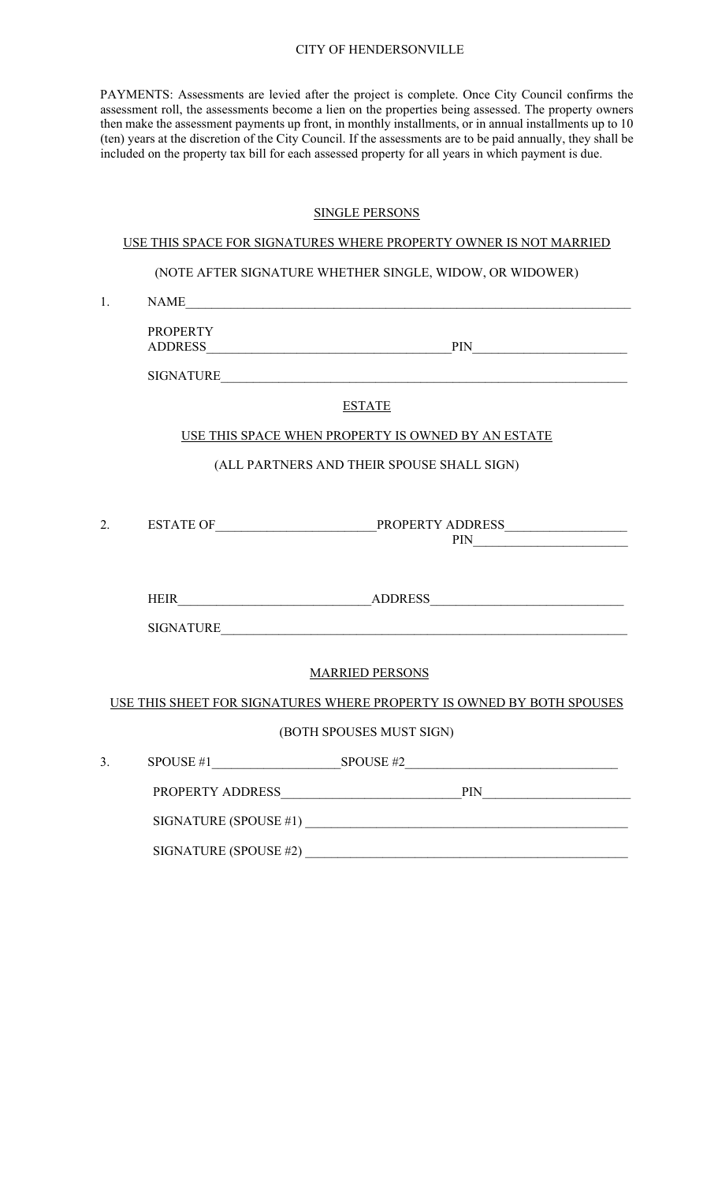CITY OF HENDERSONVILLE

PAYMENTS: Assessments are levied after the project is complete. Once City Council confirms the assessment roll, the assessments become a lien on the properties being assessed. The property owners then make the assessment payments up front, in monthly installments, or in annual installments up to 10 (ten) years at the discretion of the City Council. If the assessments are to be paid annually, they shall be included on the property tax bill for each assessed property for all years in which payment is due.

## SINGLE PERSONS

USE THIS SPACE FOR SIGNATURES WHERE PROPERTY OWNER IS NOT MARRIED

(NOTE AFTER SIGNATURE WHETHER SINGLE, WIDOW, OR WIDOWER)

1. NAME_______________________________________________________________________

   PROPERTY ADDRESS____________________________________PIN_______________________

   SIGNATURE______________________________________________________________

## ESTATE

USE THIS SPACE WHEN PROPERTY IS OWNED BY AN ESTATE

(ALL PARTNERS AND THEIR SPOUSE SHALL SIGN)

2. ESTATE OF_______________________PROPERTY ADDRESS__________________

   PIN_____________________

   HEIR____________________________ADDRESS____________________________

   SIGNATURE______________________________________________________________

## MARRIED PERSONS

USE THIS SHEET FOR SIGNATURES WHERE PROPERTY IS OWNED BY BOTH SPOUSES

(BOTH SPOUSES MUST SIGN)

3. SPOUSE #1__________________SPOUSE #2_______________________________

   PROPERTY ADDRESS__________________________PIN_____________________

   SIGNATURE (SPOUSE #1) _______________________________________________

   SIGNATURE (SPOUSE #2) _______________________________________________